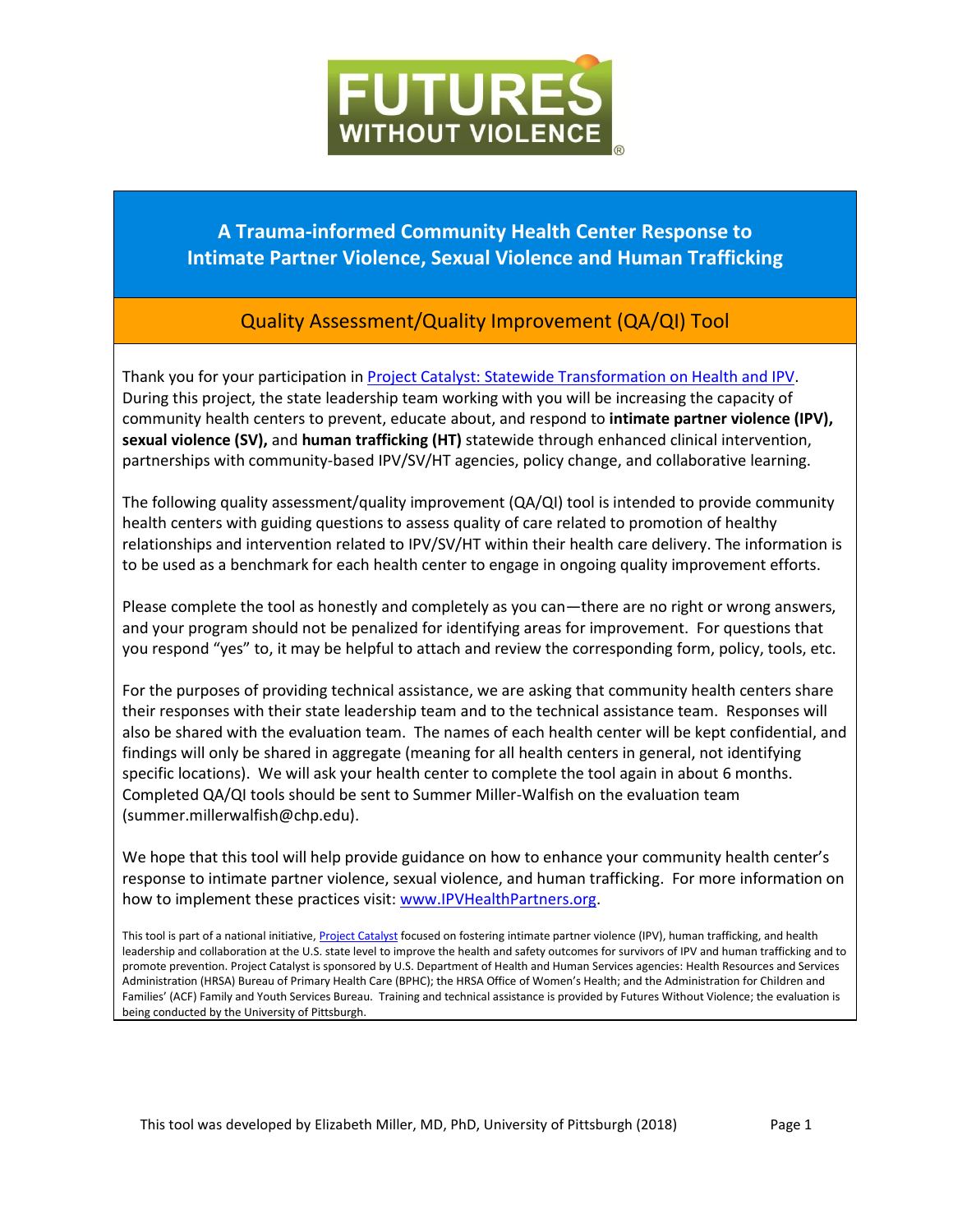FUTURES WITHOUT VIOLENCE®

# A Trauma-informed Community Health Center Response to Intimate Partner Violence, Sexual Violence and Human Trafficking

## Quality Assessment/Quality Improvement (QA/QI) Tool

Thank you for your participation in [Project Catalyst: Statewide Transformation on Health and IPV](). During this project, the state leadership team working with you will be increasing the capacity of community health centers to prevent, educate about, and respond to **intimate partner violence (IPV), sexual violence (SV),** and **human trafficking (HT)** statewide through enhanced clinical intervention, partnerships with community-based IPV/SV/HT agencies, policy change, and collaborative learning.

The following quality assessment/quality improvement (QA/QI) tool is intended to provide community health centers with guiding questions to assess quality of care related to promotion of healthy relationships and intervention related to IPV/SV/HT within their health care delivery. The information is to be used as a benchmark for each health center to engage in ongoing quality improvement efforts.

Please complete the tool as honestly and completely as you can—there are no right or wrong answers, and your program should not be penalized for identifying areas for improvement. For questions that you respond "yes" to, it may be helpful to attach and review the corresponding form, policy, tools, etc.

For the purposes of providing technical assistance, we are asking that community health centers share their responses with their state leadership team and to the technical assistance team. Responses will also be shared with the evaluation team. The names of each health center will be kept confidential, and findings will only be shared in aggregate (meaning for all health centers in general, not identifying specific locations). We will ask your health center to complete the tool again in about 6 months. Completed QA/QI tools should be sent to Summer Miller-Walfish on the evaluation team (summer.millerwalfish@chp.edu).

We hope that this tool will help provide guidance on how to enhance your community health center's response to intimate partner violence, sexual violence, and human trafficking. For more information on how to implement these practices visit: [www.IPVHealthPartners.org]().

This tool is part of a national initiative, [Project Catalyst]() focused on fostering intimate partner violence (IPV), human trafficking, and health leadership and collaboration at the U.S. state level to improve the health and safety outcomes for survivors of IPV and human trafficking and to promote prevention. Project Catalyst is sponsored by U.S. Department of Health and Human Services agencies: Health Resources and Services Administration (HRSA) Bureau of Primary Health Care (BPHC); the HRSA Office of Women's Health; and the Administration for Children and Families' (ACF) Family and Youth Services Bureau. Training and technical assistance is provided by Futures Without Violence; the evaluation is being conducted by the University of Pittsburgh.

This tool was developed by Elizabeth Miller, MD, PhD, University of Pittsburgh (2018)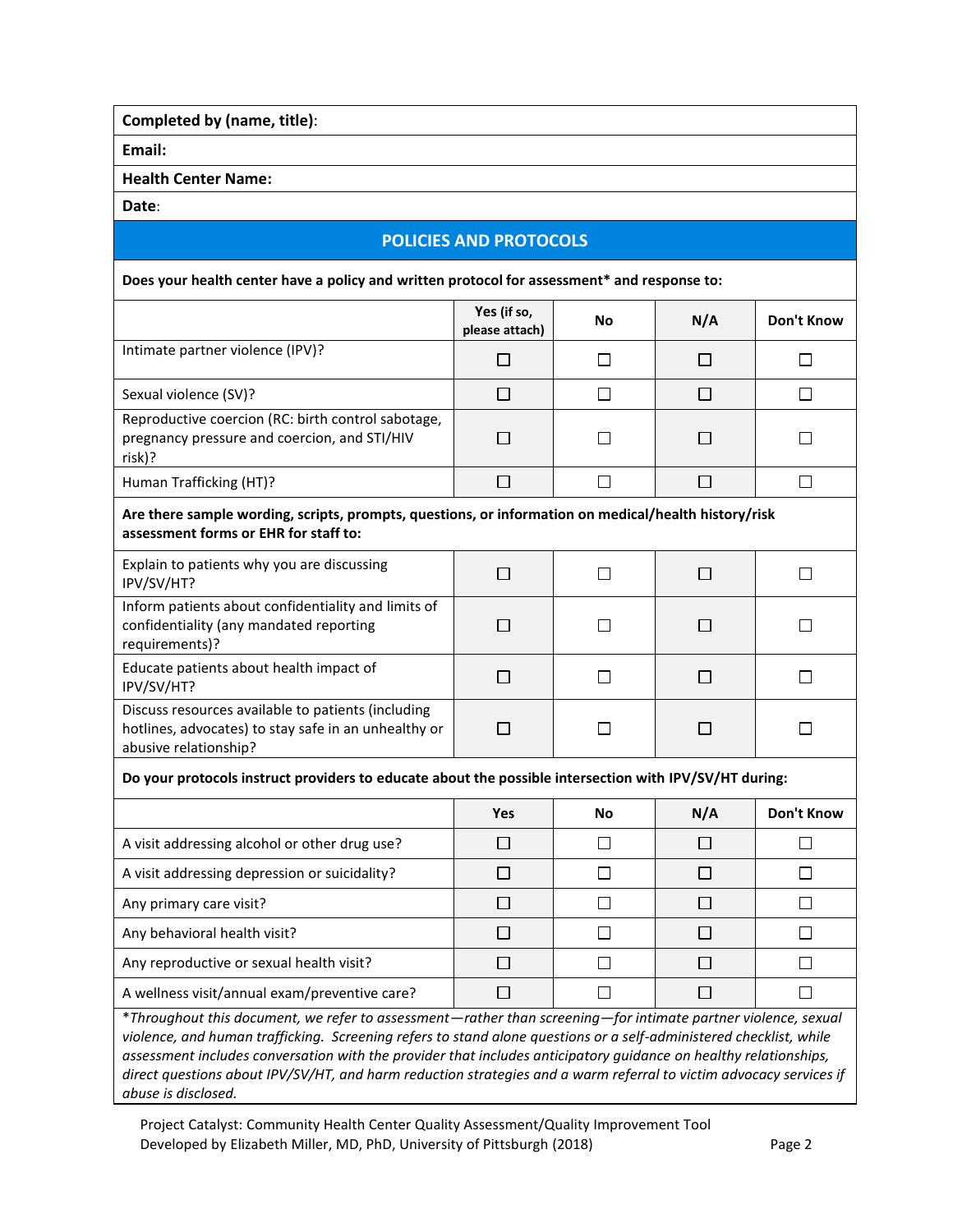| **Completed by (name, title)**: |
|---|
| **Email:** |
| **Health Center Name:** |
| **Date**: |

## POLICIES AND PROTOCOLS

**Does your health center have a policy and written protocol for assessment* and response to:**

| | Yes (if so, please attach) | No | N/A | Don't Know |
|---|---|---|---|---|
| Intimate partner violence (IPV)? | ☐ | ☐ | ☐ | ☐ |
| Sexual violence (SV)? | ☐ | ☐ | ☐ | ☐ |
| Reproductive coercion (RC: birth control sabotage, pregnancy pressure and coercion, and STI/HIV risk)? | ☐ | ☐ | ☐ | ☐ |
| Human Trafficking (HT)? | ☐ | ☐ | ☐ | ☐ |

**Are there sample wording, scripts, prompts, questions, or information on medical/health history/risk assessment forms or EHR for staff to:**

| | Yes (if so, please attach) | No | N/A | Don't Know |
|---|---|---|---|---|
| Explain to patients why you are discussing IPV/SV/HT? | ☐ | ☐ | ☐ | ☐ |
| Inform patients about confidentiality and limits of confidentiality (any mandated reporting requirements)? | ☐ | ☐ | ☐ | ☐ |
| Educate patients about health impact of IPV/SV/HT? | ☐ | ☐ | ☐ | ☐ |
| Discuss resources available to patients (including hotlines, advocates) to stay safe in an unhealthy or abusive relationship? | ☐ | ☐ | ☐ | ☐ |

**Do your protocols instruct providers to educate about the possible intersection with IPV/SV/HT during:**

| | Yes | No | N/A | Don't Know |
|---|---|---|---|---|
| A visit addressing alcohol or other drug use? | ☐ | ☐ | ☐ | ☐ |
| A visit addressing depression or suicidality? | ☐ | ☐ | ☐ | ☐ |
| Any primary care visit? | ☐ | ☐ | ☐ | ☐ |
| Any behavioral health visit? | ☐ | ☐ | ☐ | ☐ |
| Any reproductive or sexual health visit? | ☐ | ☐ | ☐ | ☐ |
| A wellness visit/annual exam/preventive care? | ☐ | ☐ | ☐ | ☐ |

**Throughout this document, we refer to assessment—rather than screening—for intimate partner violence, sexual violence, and human trafficking. Screening refers to stand alone questions or a self-administered checklist, while assessment includes conversation with the provider that includes anticipatory guidance on healthy relationships, direct questions about IPV/SV/HT, and harm reduction strategies and a warm referral to victim advocacy services if abuse is disclosed.*

Project Catalyst: Community Health Center Quality Assessment/Quality Improvement Tool
Developed by Elizabeth Miller, MD, PhD, University of Pittsburgh (2018)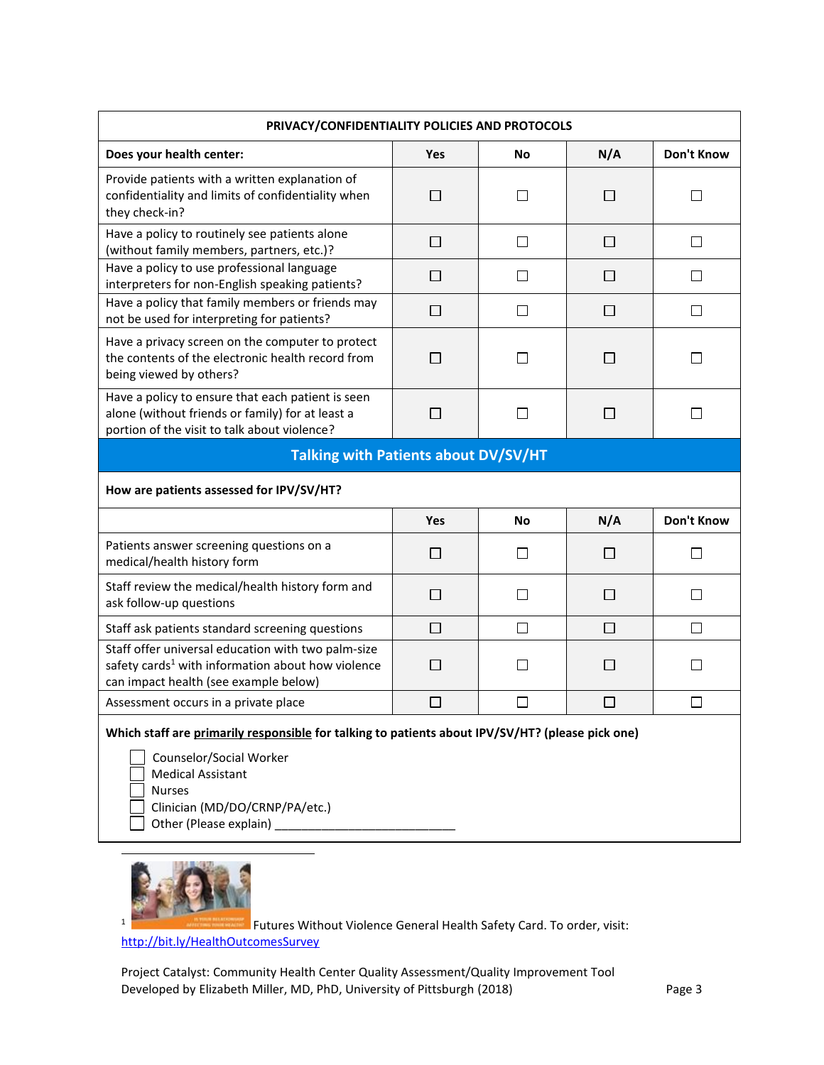| PRIVACY/CONFIDENTIALITY POLICIES AND PROTOCOLS | | | | |
|---|---|---|---|---|
| **Does your health center:** | **Yes** | **No** | **N/A** | **Don't Know** |
| Provide patients with a written explanation of confidentiality and limits of confidentiality when they check-in? | ☐ | ☐ | ☐ | ☐ |
| Have a policy to routinely see patients alone (without family members, partners, etc.)? | ☐ | ☐ | ☐ | ☐ |
| Have a policy to use professional language interpreters for non-English speaking patients? | ☐ | ☐ | ☐ | ☐ |
| Have a policy that family members or friends may not be used for interpreting for patients? | ☐ | ☐ | ☐ | ☐ |
| Have a privacy screen on the computer to protect the contents of the electronic health record from being viewed by others? | ☐ | ☐ | ☐ | ☐ |
| Have a policy to ensure that each patient is seen alone (without friends or family) for at least a portion of the visit to talk about violence? | ☐ | ☐ | ☐ | ☐ |

## Talking with Patients about DV/SV/HT

**How are patients assessed for IPV/SV/HT?**

| | **Yes** | **No** | **N/A** | **Don't Know** |
|---|---|---|---|---|
| Patients answer screening questions on a medical/health history form | ☐ | ☐ | ☐ | ☐ |
| Staff review the medical/health history form and ask follow-up questions | ☐ | ☐ | ☐ | ☐ |
| Staff ask patients standard screening questions | ☐ | ☐ | ☐ | ☐ |
| Staff offer universal education with two palm-size safety cards[1] with information about how violence can impact health (see example below) | ☐ | ☐ | ☐ | ☐ |
| Assessment occurs in a private place | ☐ | ☐ | ☐ | ☐ |

**Which staff are <u>primarily responsible</u> for talking to patients about IPV/SV/HT? (please pick one)**

- ☐ Counselor/Social Worker
- ☐ Medical Assistant
- ☐ Nurses
- ☐ Clinician (MD/DO/CRNP/PA/etc.)
- ☐ Other (Please explain) ___________________________

[1] Futures Without Violence General Health Safety Card. To order, visit: http://bit.ly/HealthOutcomesSurvey

Project Catalyst: Community Health Center Quality Assessment/Quality Improvement Tool
Developed by Elizabeth Miller, MD, PhD, University of Pittsburgh (2018)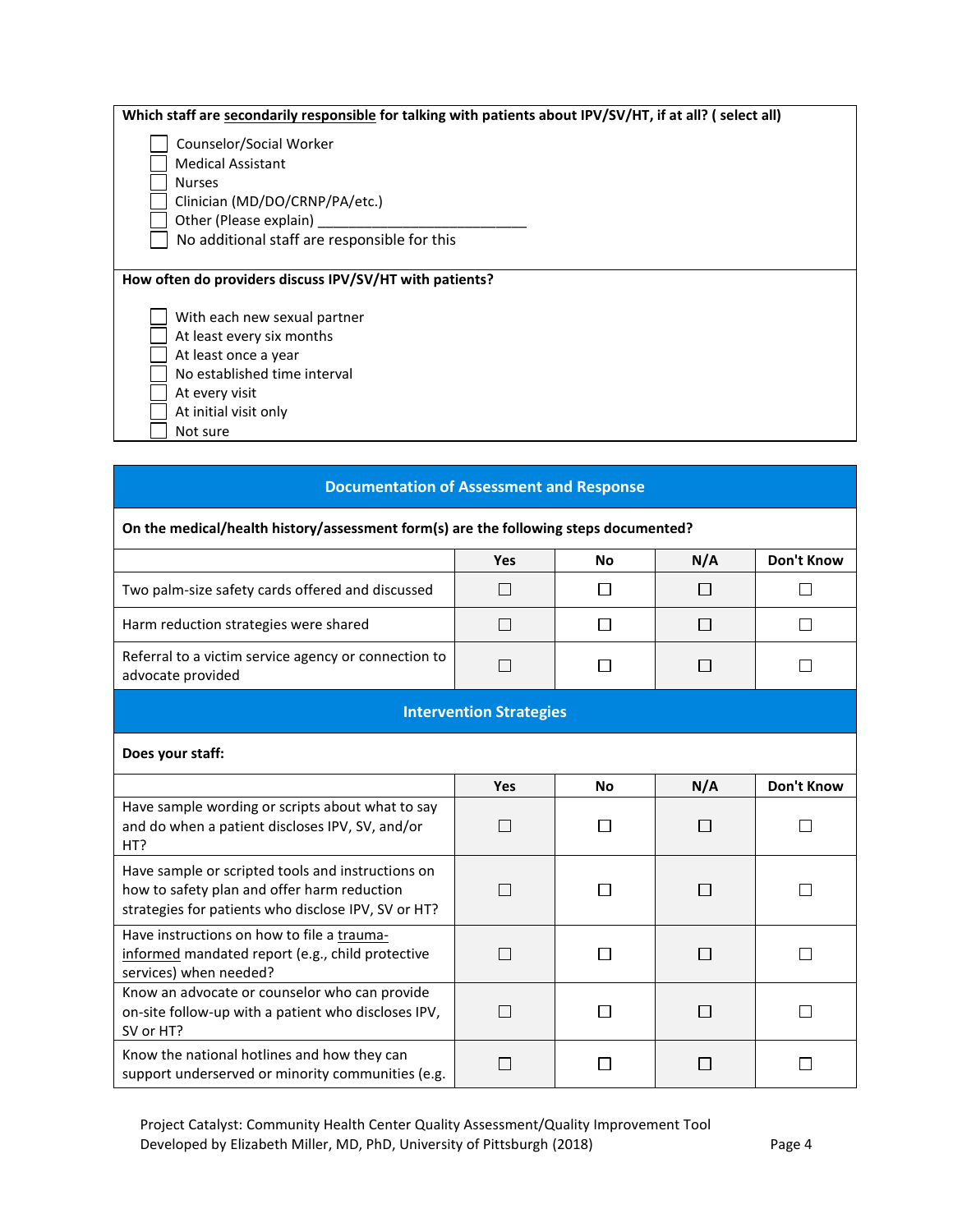**Which staff are <u>secondarily responsible</u> for talking with patients about IPV/SV/HT, if at all? ( select all)**

- ☐ Counselor/Social Worker
- ☐ Medical Assistant
- ☐ Nurses
- ☐ Clinician (MD/DO/CRNP/PA/etc.)
- ☐ Other (Please explain) ___________________________
- ☐ No additional staff are responsible for this

**How often do providers discuss IPV/SV/HT with patients?**

- ☐ With each new sexual partner
- ☐ At least every six months
- ☐ At least once a year
- ☐ No established time interval
- ☐ At every visit
- ☐ At initial visit only
- ☐ Not sure

## Documentation of Assessment and Response

**On the medical/health history/assessment form(s) are the following steps documented?**

| | Yes | No | N/A | Don't Know |
|---|---|---|---|---|
| Two palm-size safety cards offered and discussed | ☐ | ☐ | ☐ | ☐ |
| Harm reduction strategies were shared | ☐ | ☐ | ☐ | ☐ |
| Referral to a victim service agency or connection to advocate provided | ☐ | ☐ | ☐ | ☐ |

## Intervention Strategies

**Does your staff:**

| | Yes | No | N/A | Don't Know |
|---|---|---|---|---|
| Have sample wording or scripts about what to say and do when a patient discloses IPV, SV, and/or HT? | ☐ | ☐ | ☐ | ☐ |
| Have sample or scripted tools and instructions on how to safety plan and offer harm reduction strategies for patients who disclose IPV, SV or HT? | ☐ | ☐ | ☐ | ☐ |
| Have instructions on how to file a <u>trauma-informed</u> mandated report (e.g., child protective services) when needed? | ☐ | ☐ | ☐ | ☐ |
| Know an advocate or counselor who can provide on-site follow-up with a patient who discloses IPV, SV or HT? | ☐ | ☐ | ☐ | ☐ |
| Know the national hotlines and how they can support underserved or minority communities (e.g. | ☐ | ☐ | ☐ | ☐ |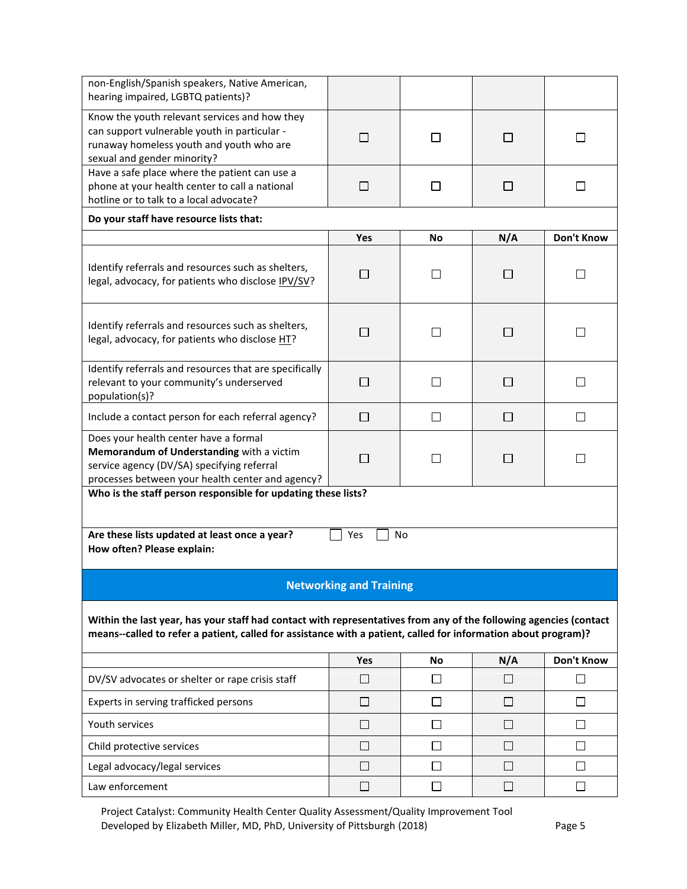| | | | | |
|---|---|---|---|---|
| non-English/Spanish speakers, Native American, hearing impaired, LGBTQ patients)? | | | | |
| Know the youth relevant services and how they can support vulnerable youth in particular - runaway homeless youth and youth who are sexual and gender minority? | ☐ | ☐ | ☐ | ☐ |
| Have a safe place where the patient can use a phone at your health center to call a national hotline or to talk to a local advocate? | ☐ | ☐ | ☐ | ☐ |

**Do your staff have resource lists that:**

| | Yes | No | N/A | Don't Know |
|---|---|---|---|---|
| Identify referrals and resources such as shelters, legal, advocacy, for patients who disclose IPV/SV? | ☐ | ☐ | ☐ | ☐ |
| Identify referrals and resources such as shelters, legal, advocacy, for patients who disclose HT? | ☐ | ☐ | ☐ | ☐ |
| Identify referrals and resources that are specifically relevant to your community's underserved population(s)? | ☐ | ☐ | ☐ | ☐ |
| Include a contact person for each referral agency? | ☐ | ☐ | ☐ | ☐ |
| Does your health center have a formal **Memorandum of Understanding** with a victim service agency (DV/SA) specifying referral processes between your health center and agency? | ☐ | ☐ | ☐ | ☐ |

**Who is the staff person responsible for updating these lists?**

**Are these lists updated at least once a year?** ☐ Yes ☐ No

**How often? Please explain:**

## Networking and Training

**Within the last year, has your staff had contact with representatives from any of the following agencies (contact means--called to refer a patient, called for assistance with a patient, called for information about program)?**

| | Yes | No | N/A | Don't Know |
|---|---|---|---|---|
| DV/SV advocates or shelter or rape crisis staff | ☐ | ☐ | ☐ | ☐ |
| Experts in serving trafficked persons | ☐ | ☐ | ☐ | ☐ |
| Youth services | ☐ | ☐ | ☐ | ☐ |
| Child protective services | ☐ | ☐ | ☐ | ☐ |
| Legal advocacy/legal services | ☐ | ☐ | ☐ | ☐ |
| Law enforcement | ☐ | ☐ | ☐ | ☐ |

Project Catalyst: Community Health Center Quality Assessment/Quality Improvement Tool
Developed by Elizabeth Miller, MD, PhD, University of Pittsburgh (2018)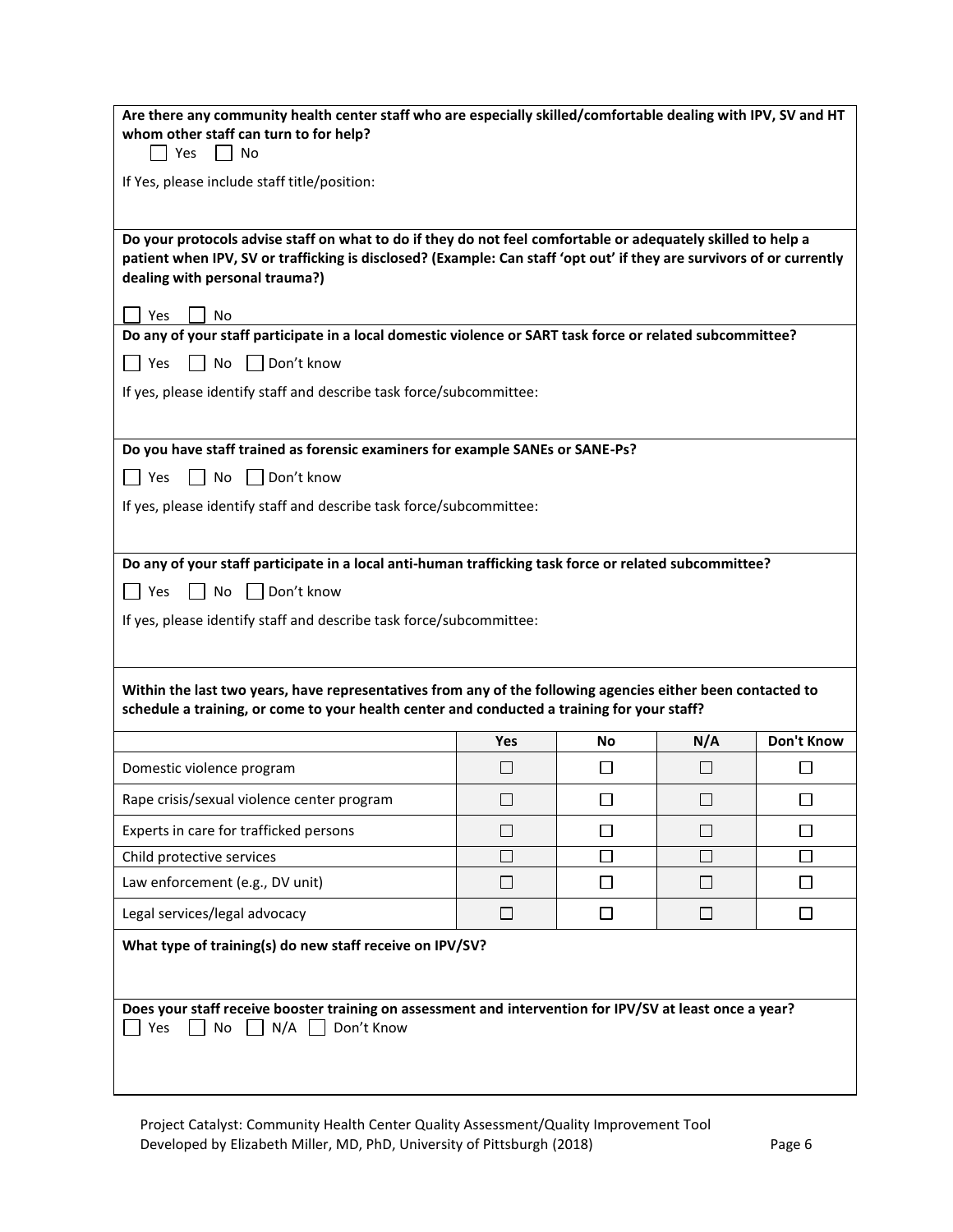**Are there any community health center staff who are especially skilled/comfortable dealing with IPV, SV and HT whom other staff can turn to for help?**

☐ Yes ☐ No

If Yes, please include staff title/position:

**Do your protocols advise staff on what to do if they do not feel comfortable or adequately skilled to help a patient when IPV, SV or trafficking is disclosed? (Example: Can staff 'opt out' if they are survivors of or currently dealing with personal trauma?)**

☐ Yes ☐ No

**Do any of your staff participate in a local domestic violence or SART task force or related subcommittee?**

☐ Yes ☐ No ☐ Don't know

If yes, please identify staff and describe task force/subcommittee:

**Do you have staff trained as forensic examiners for example SANEs or SANE-Ps?**

☐ Yes ☐ No ☐ Don't know

If yes, please identify staff and describe task force/subcommittee:

**Do any of your staff participate in a local anti-human trafficking task force or related subcommittee?**

☐ Yes ☐ No ☐ Don't know

If yes, please identify staff and describe task force/subcommittee:

**Within the last two years, have representatives from any of the following agencies either been contacted to schedule a training, or come to your health center and conducted a training for your staff?**

| | Yes | No | N/A | Don't Know |
|---|---|---|---|---|
| Domestic violence program | ☐ | ☐ | ☐ | ☐ |
| Rape crisis/sexual violence center program | ☐ | ☐ | ☐ | ☐ |
| Experts in care for trafficked persons | ☐ | ☐ | ☐ | ☐ |
| Child protective services | ☐ | ☐ | ☐ | ☐ |
| Law enforcement (e.g., DV unit) | ☐ | ☐ | ☐ | ☐ |
| Legal services/legal advocacy | ☐ | ☐ | ☐ | ☐ |

**What type of training(s) do new staff receive on IPV/SV?**

**Does your staff receive booster training on assessment and intervention for IPV/SV at least once a year?**

☐ Yes ☐ No ☐ N/A ☐ Don't Know

Project Catalyst: Community Health Center Quality Assessment/Quality Improvement Tool
Developed by Elizabeth Miller, MD, PhD, University of Pittsburgh (2018)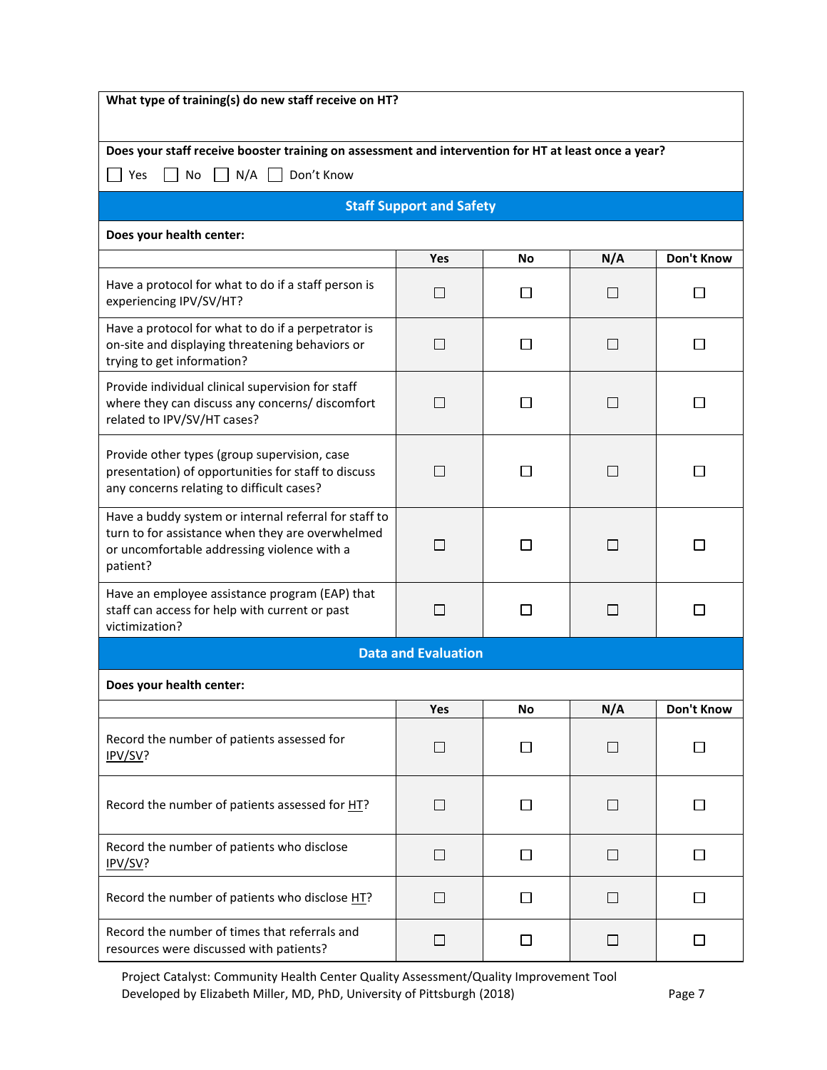**What type of training(s) do new staff receive on HT?**

**Does your staff receive booster training on assessment and intervention for HT at least once a year?**

☐ Yes ☐ No ☐ N/A ☐ Don't Know

## Staff Support and Safety

**Does your health center:**

| | Yes | No | N/A | Don't Know |
|---|---|---|---|---|
| Have a protocol for what to do if a staff person is experiencing IPV/SV/HT? | ☐ | ☐ | ☐ | ☐ |
| Have a protocol for what to do if a perpetrator is on-site and displaying threatening behaviors or trying to get information? | ☐ | ☐ | ☐ | ☐ |
| Provide individual clinical supervision for staff where they can discuss any concerns/ discomfort related to IPV/SV/HT cases? | ☐ | ☐ | ☐ | ☐ |
| Provide other types (group supervision, case presentation) of opportunities for staff to discuss any concerns relating to difficult cases? | ☐ | ☐ | ☐ | ☐ |
| Have a buddy system or internal referral for staff to turn to for assistance when they are overwhelmed or uncomfortable addressing violence with a patient? | ☐ | ☐ | ☐ | ☐ |
| Have an employee assistance program (EAP) that staff can access for help with current or past victimization? | ☐ | ☐ | ☐ | ☐ |

## Data and Evaluation

**Does your health center:**

| | Yes | No | N/A | Don't Know |
|---|---|---|---|---|
| Record the number of patients assessed for IPV/SV? | ☐ | ☐ | ☐ | ☐ |
| Record the number of patients assessed for HT? | ☐ | ☐ | ☐ | ☐ |
| Record the number of patients who disclose IPV/SV? | ☐ | ☐ | ☐ | ☐ |
| Record the number of patients who disclose HT? | ☐ | ☐ | ☐ | ☐ |
| Record the number of times that referrals and resources were discussed with patients? | ☐ | ☐ | ☐ | ☐ |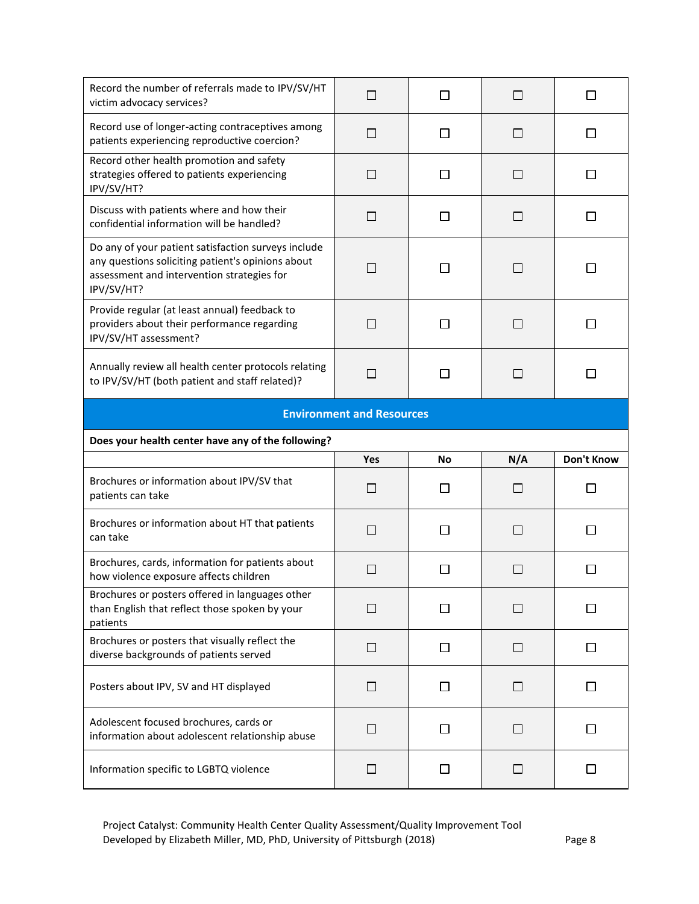| | | | | |
|---|---|---|---|---|
| Record the number of referrals made to IPV/SV/HT victim advocacy services? | ☐ | ☐ | ☐ | ☐ |
| Record use of longer-acting contraceptives among patients experiencing reproductive coercion? | ☐ | ☐ | ☐ | ☐ |
| Record other health promotion and safety strategies offered to patients experiencing IPV/SV/HT? | ☐ | ☐ | ☐ | ☐ |
| Discuss with patients where and how their confidential information will be handled? | ☐ | ☐ | ☐ | ☐ |
| Do any of your patient satisfaction surveys include any questions soliciting patient's opinions about assessment and intervention strategies for IPV/SV/HT? | ☐ | ☐ | ☐ | ☐ |
| Provide regular (at least annual) feedback to providers about their performance regarding IPV/SV/HT assessment? | ☐ | ☐ | ☐ | ☐ |
| Annually review all health center protocols relating to IPV/SV/HT (both patient and staff related)? | ☐ | ☐ | ☐ | ☐ |

## Environment and Resources

**Does your health center have any of the following?**

| | Yes | No | N/A | Don't Know |
|---|---|---|---|---|
| Brochures or information about IPV/SV that patients can take | ☐ | ☐ | ☐ | ☐ |
| Brochures or information about HT that patients can take | ☐ | ☐ | ☐ | ☐ |
| Brochures, cards, information for patients about how violence exposure affects children | ☐ | ☐ | ☐ | ☐ |
| Brochures or posters offered in languages other than English that reflect those spoken by your patients | ☐ | ☐ | ☐ | ☐ |
| Brochures or posters that visually reflect the diverse backgrounds of patients served | ☐ | ☐ | ☐ | ☐ |
| Posters about IPV, SV and HT displayed | ☐ | ☐ | ☐ | ☐ |
| Adolescent focused brochures, cards or information about adolescent relationship abuse | ☐ | ☐ | ☐ | ☐ |
| Information specific to LGBTQ violence | ☐ | ☐ | ☐ | ☐ |

Project Catalyst: Community Health Center Quality Assessment/Quality Improvement Tool
Developed by Elizabeth Miller, MD, PhD, University of Pittsburgh (2018)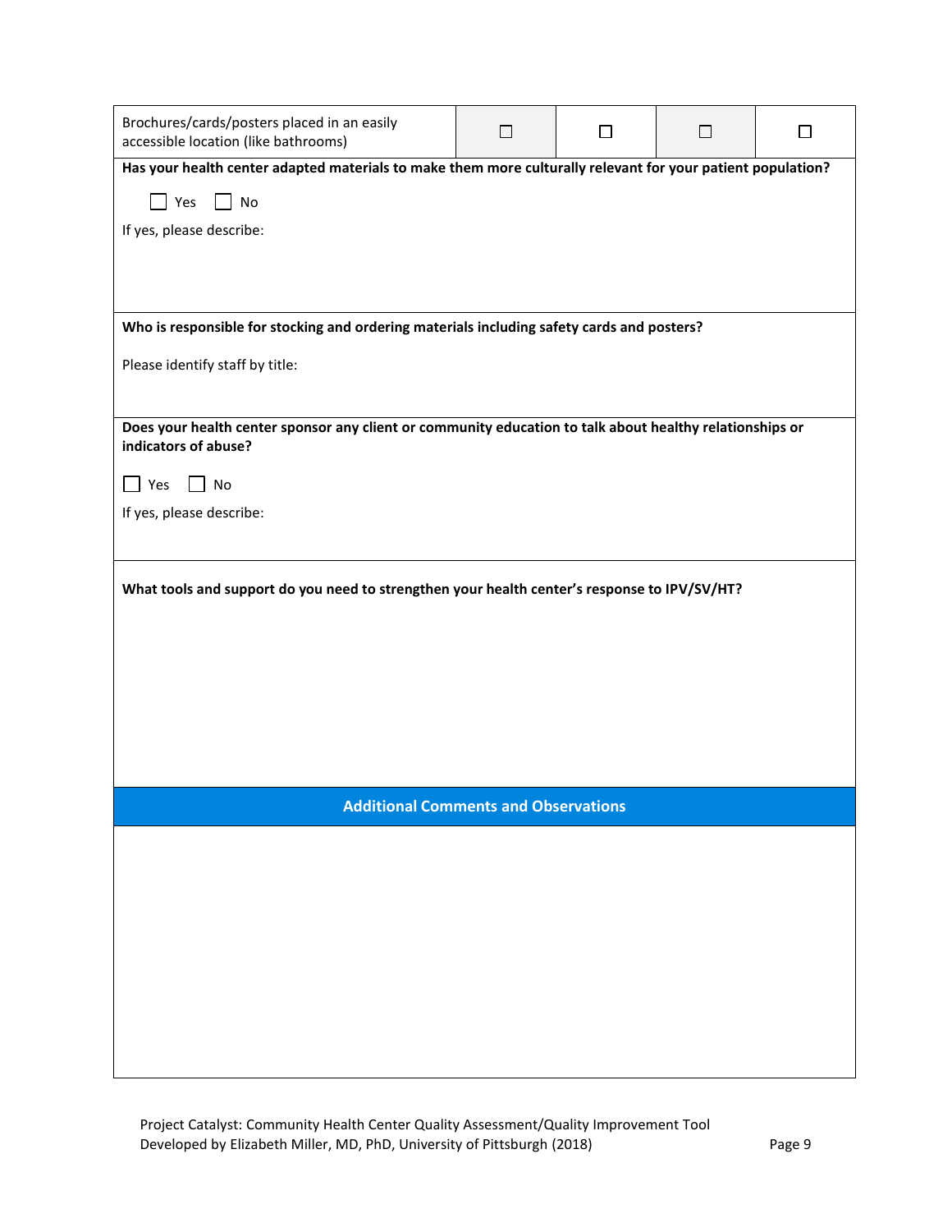| | | | | |
|---|---|---|---|---|
| Brochures/cards/posters placed in an easily accessible location (like bathrooms) | ☐ | ☐ | ☐ | ☐ |

**Has your health center adapted materials to make them more culturally relevant for your patient population?**

☐ Yes ☐ No

If yes, please describe:

**Who is responsible for stocking and ordering materials including safety cards and posters?**

Please identify staff by title:

**Does your health center sponsor any client or community education to talk about healthy relationships or indicators of abuse?**

☐ Yes ☐ No

If yes, please describe:

**What tools and support do you need to strengthen your health center's response to IPV/SV/HT?**

## Additional Comments and Observations

Project Catalyst: Community Health Center Quality Assessment/Quality Improvement Tool
Developed by Elizabeth Miller, MD, PhD, University of Pittsburgh (2018)